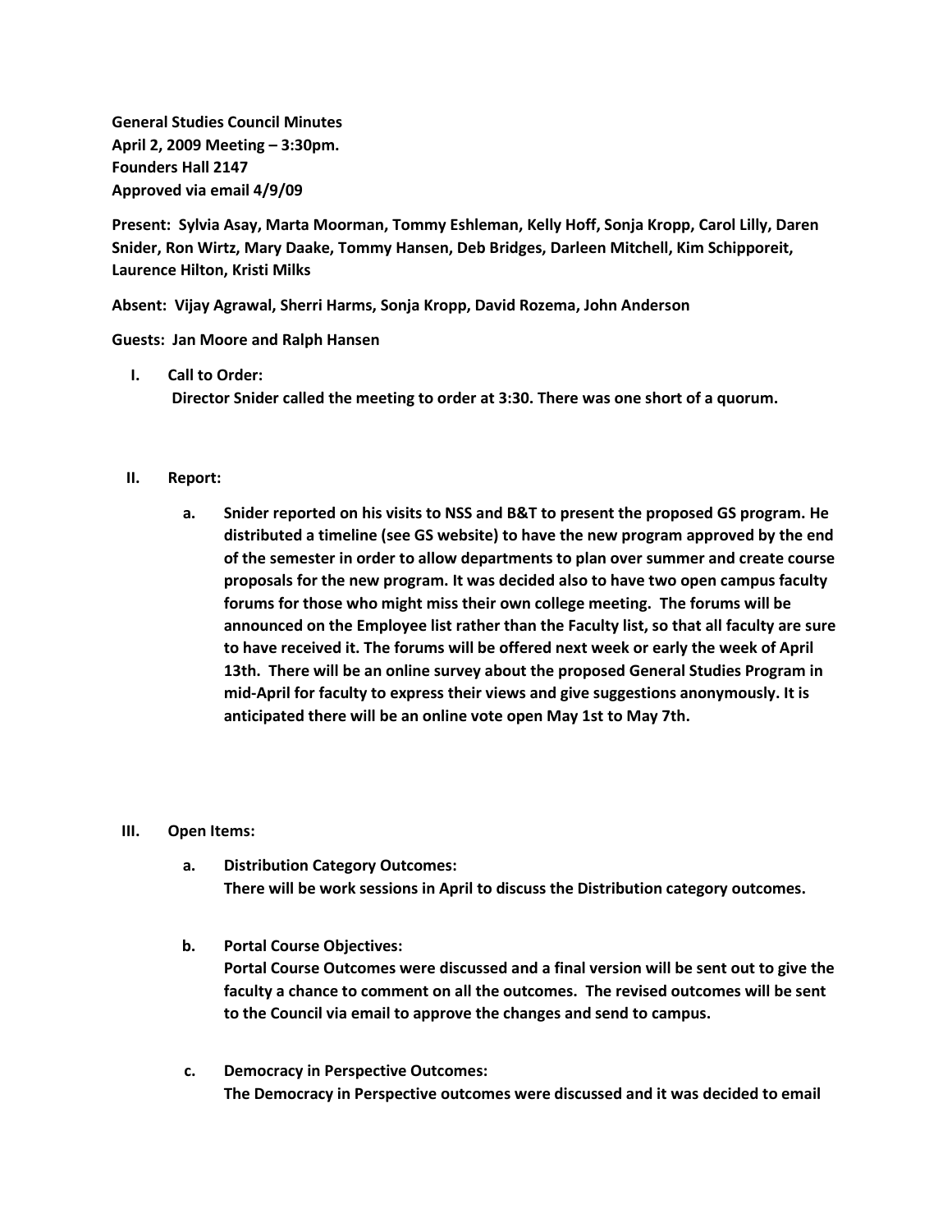**General Studies Council Minutes**
**April 2, 2009 Meeting – 3:30pm.**
**Founders Hall 2147**
**Approved via email 4/9/09**

**Present: Sylvia Asay, Marta Moorman, Tommy Eshleman, Kelly Hoff, Sonja Kropp, Carol Lilly, Daren Snider, Ron Wirtz, Mary Daake, Tommy Hansen, Deb Bridges, Darleen Mitchell, Kim Schipporeit, Laurence Hilton, Kristi Milks**

**Absent: Vijay Agrawal, Sherri Harms, Sonja Kropp, David Rozema, John Anderson**

**Guests: Jan Moore and Ralph Hansen**

I. **Call to Order:**
**Director Snider called the meeting to order at 3:30. There was one short of a quorum.**

II. **Report:**

a. **Snider reported on his visits to NSS and B&T to present the proposed GS program. He distributed a timeline (see GS website) to have the new program approved by the end of the semester in order to allow departments to plan over summer and create course proposals for the new program. It was decided also to have two open campus faculty forums for those who might miss their own college meeting. The forums will be announced on the Employee list rather than the Faculty list, so that all faculty are sure to have received it. The forums will be offered next week or early the week of April 13th. There will be an online survey about the proposed General Studies Program in mid-April for faculty to express their views and give suggestions anonymously. It is anticipated there will be an online vote open May 1st to May 7th.**

III. **Open Items:**

a. **Distribution Category Outcomes:**
**There will be work sessions in April to discuss the Distribution category outcomes.**

b. **Portal Course Objectives:**
**Portal Course Outcomes were discussed and a final version will be sent out to give the faculty a chance to comment on all the outcomes. The revised outcomes will be sent to the Council via email to approve the changes and send to campus.**

c. **Democracy in Perspective Outcomes:**
**The Democracy in Perspective outcomes were discussed and it was decided to email**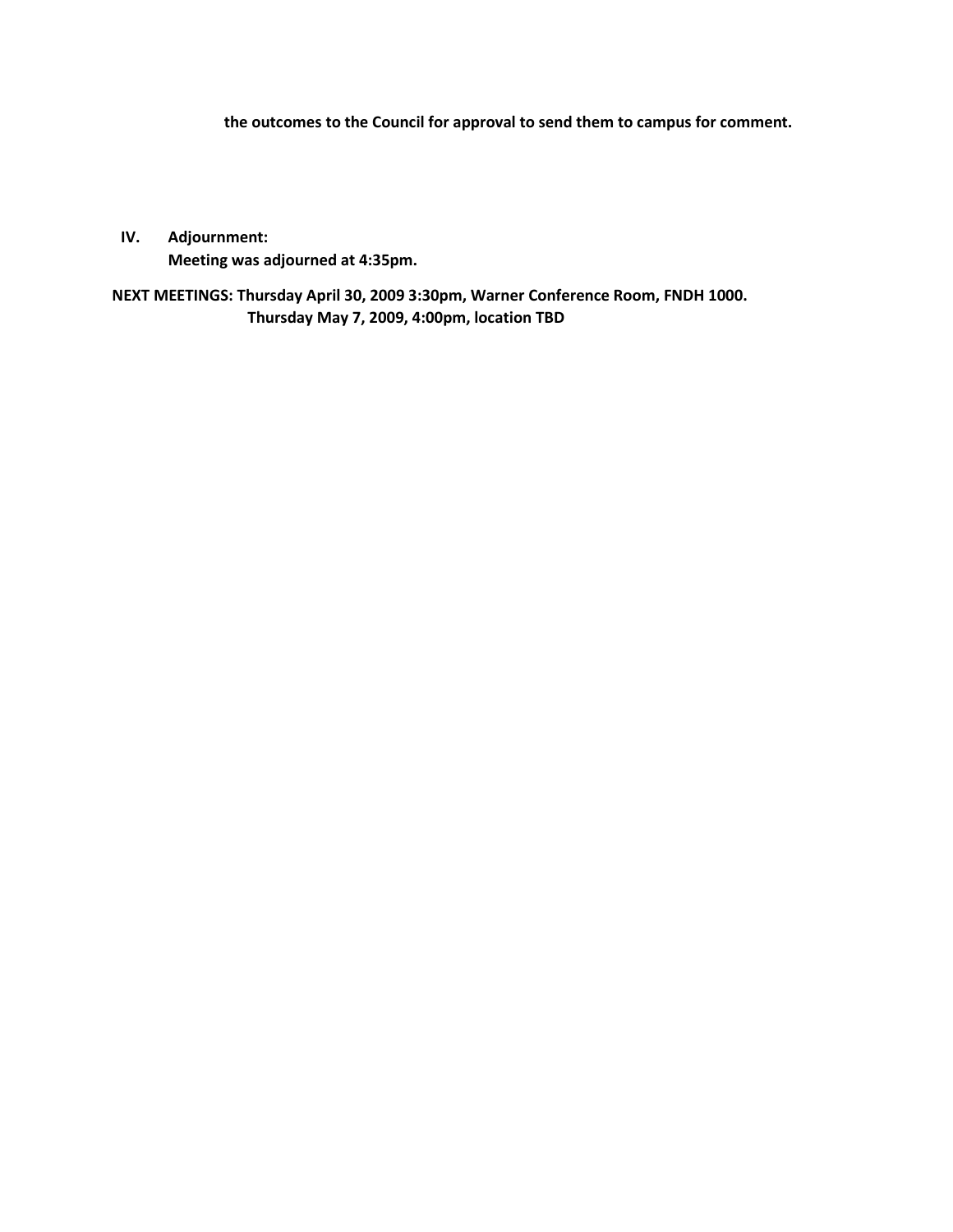**the outcomes to the Council for approval to send them to campus for comment.**

**IV. Adjournment:**

**Meeting was adjourned at 4:35pm.**

**NEXT MEETINGS: Thursday April 30, 2009 3:30pm, Warner Conference Room, FNDH 1000.**
**Thursday May 7, 2009, 4:00pm, location TBD**